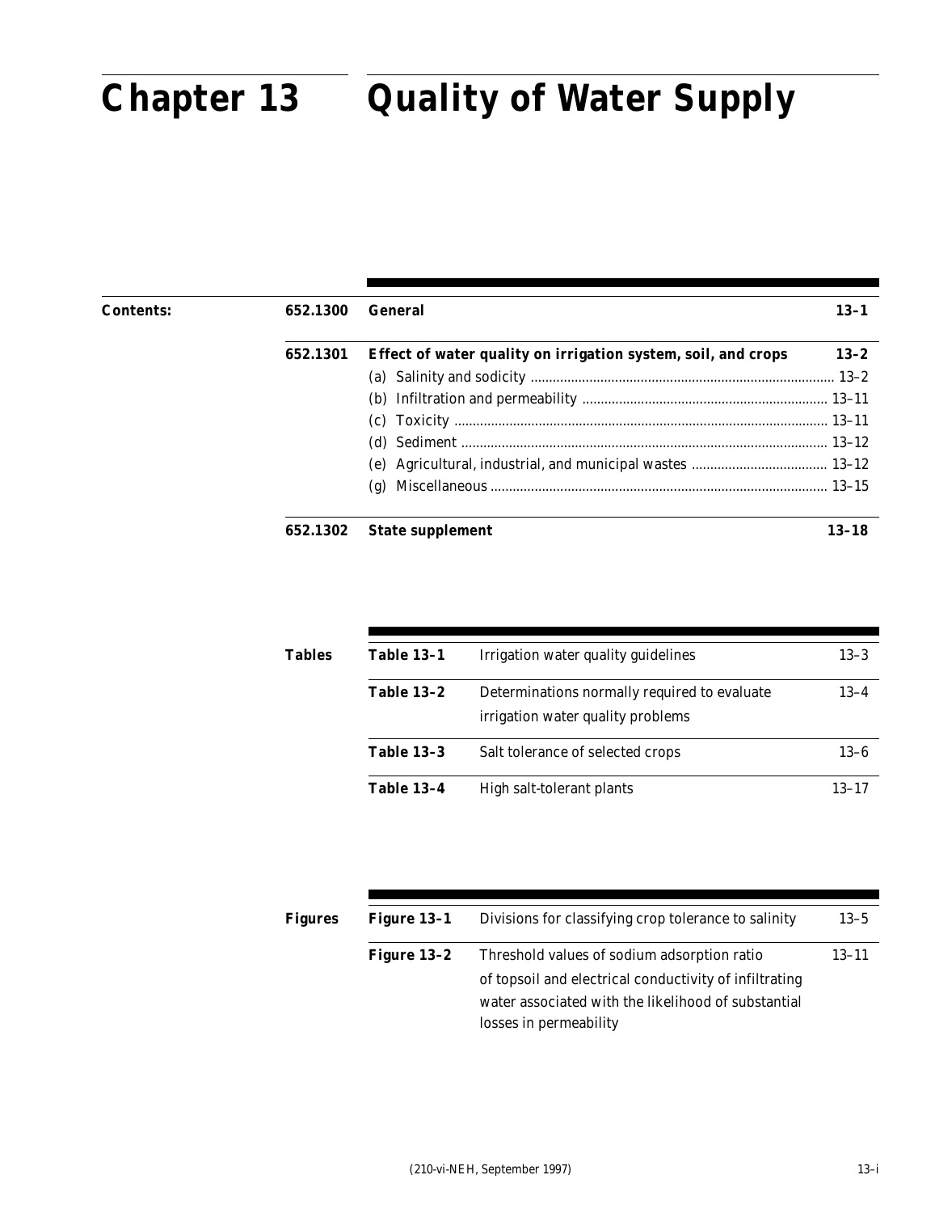# Chapter 13 Quality of Water Supply

| Contents: | | | |
|---|---|---|---|
| | **652.1300** | **General** | **13–1** |
| | **652.1301** | **Effect of water quality on irrigation system, soil, and crops** | **13–2** |
| | | (a) Salinity and sodicity | 13–2 |
| | | (b) Infiltration and permeability | 13–11 |
| | | (c) Toxicity | 13–11 |
| | | (d) Sediment | 13–12 |
| | | (e) Agricultural, industrial, and municipal wastes | 13–12 |
| | | (g) Miscellaneous | 13–15 |
| | **652.1302** | **State supplement** | **13–18** |

| Tables | | | |
|---|---|---|---|
| | **Table 13–1** | Irrigation water quality guidelines | 13–3 |
| | **Table 13–2** | Determinations normally required to evaluate irrigation water quality problems | 13–4 |
| | **Table 13–3** | Salt tolerance of selected crops | 13–6 |
| | **Table 13–4** | High salt-tolerant plants | 13–17 |

| Figures | | | |
|---|---|---|---|
| | **Figure 13–1** | Divisions for classifying crop tolerance to salinity | 13–5 |
| | **Figure 13–2** | Threshold values of sodium adsorption ratio of topsoil and electrical conductivity of infiltrating water associated with the likelihood of substantial losses in permeability | 13–11 |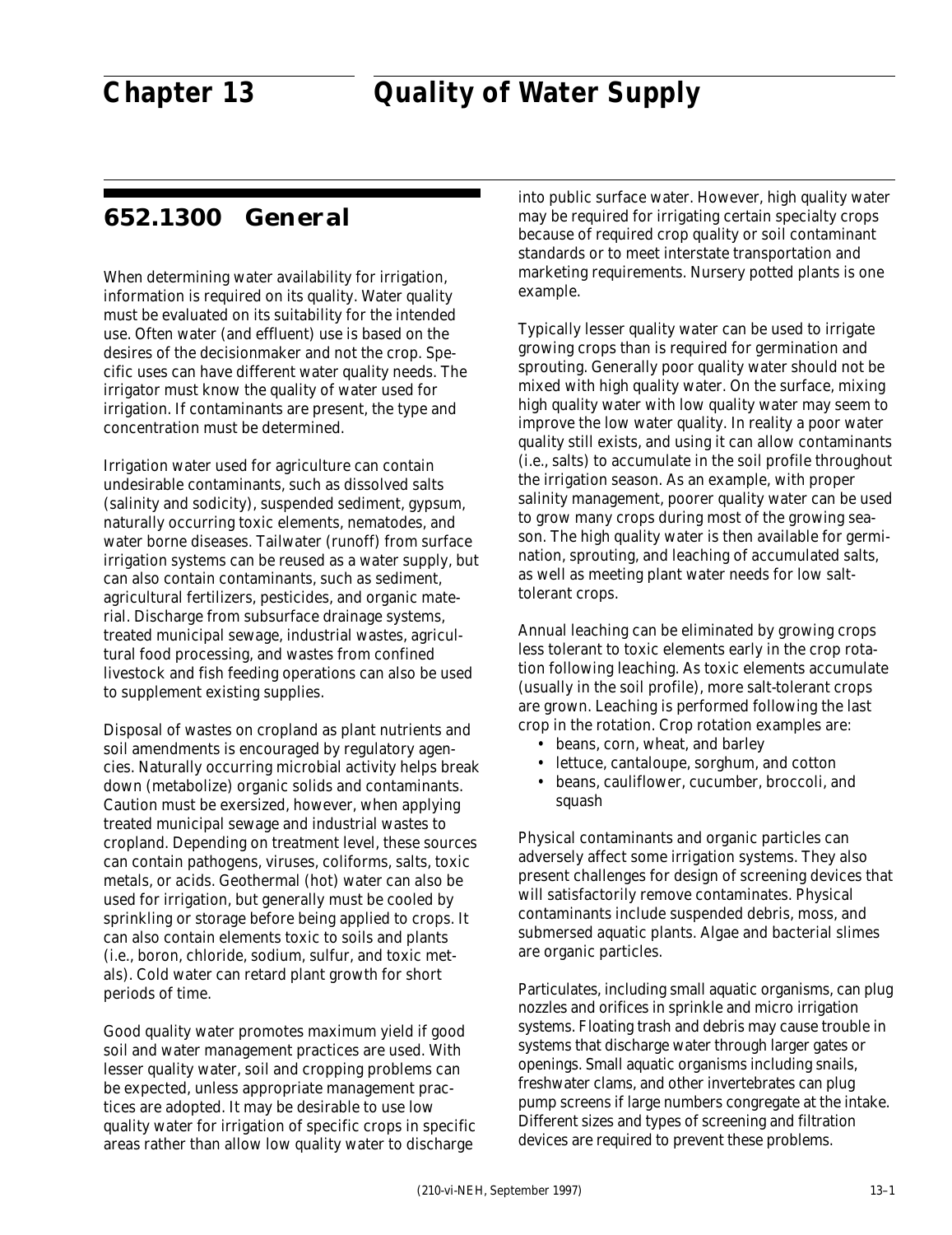# Chapter 13 Quality of Water Supply

## 652.1300 General

When determining water availability for irrigation, information is required on its quality. Water quality must be evaluated on its suitability for the intended use. Often water (and effluent) use is based on the desires of the decisionmaker and not the crop. Specific uses can have different water quality needs. The irrigator must know the quality of water used for irrigation. If contaminants are present, the type and concentration must be determined.

Irrigation water used for agriculture can contain undesirable contaminants, such as dissolved salts (salinity and sodicity), suspended sediment, gypsum, naturally occurring toxic elements, nematodes, and water borne diseases. Tailwater (runoff) from surface irrigation systems can be reused as a water supply, but can also contain contaminants, such as sediment, agricultural fertilizers, pesticides, and organic material. Discharge from subsurface drainage systems, treated municipal sewage, industrial wastes, agricultural food processing, and wastes from confined livestock and fish feeding operations can also be used to supplement existing supplies.

Disposal of wastes on cropland as plant nutrients and soil amendments is encouraged by regulatory agencies. Naturally occurring microbial activity helps break down (metabolize) organic solids and contaminants. Caution must be exersized, however, when applying treated municipal sewage and industrial wastes to cropland. Depending on treatment level, these sources can contain pathogens, viruses, coliforms, salts, toxic metals, or acids. Geothermal (hot) water can also be used for irrigation, but generally must be cooled by sprinkling or storage before being applied to crops. It can also contain elements toxic to soils and plants (i.e., boron, chloride, sodium, sulfur, and toxic metals). Cold water can retard plant growth for short periods of time.

Good quality water promotes maximum yield if good soil and water management practices are used. With lesser quality water, soil and cropping problems can be expected, unless appropriate management practices are adopted. It may be desirable to use low quality water for irrigation of specific crops in specific areas rather than allow low quality water to discharge into public surface water. However, high quality water may be required for irrigating certain specialty crops because of required crop quality or soil contaminant standards or to meet interstate transportation and marketing requirements. Nursery potted plants is one example.

Typically lesser quality water can be used to irrigate growing crops than is required for germination and sprouting. Generally poor quality water should not be mixed with high quality water. On the surface, mixing high quality water with low quality water may seem to improve the low water quality. In reality a poor water quality still exists, and using it can allow contaminants (i.e., salts) to accumulate in the soil profile throughout the irrigation season. As an example, with proper salinity management, poorer quality water can be used to grow many crops during most of the growing season. The high quality water is then available for germination, sprouting, and leaching of accumulated salts, as well as meeting plant water needs for low salt-tolerant crops.

Annual leaching can be eliminated by growing crops less tolerant to toxic elements early in the crop rotation following leaching. As toxic elements accumulate (usually in the soil profile), more salt-tolerant crops are grown. Leaching is performed following the last crop in the rotation. Crop rotation examples are:

- beans, corn, wheat, and barley
- lettuce, cantaloupe, sorghum, and cotton
- beans, cauliflower, cucumber, broccoli, and squash

Physical contaminants and organic particles can adversely affect some irrigation systems. They also present challenges for design of screening devices that will satisfactorily remove contaminates. Physical contaminants include suspended debris, moss, and submersed aquatic plants. Algae and bacterial slimes are organic particles.

Particulates, including small aquatic organisms, can plug nozzles and orifices in sprinkle and micro irrigation systems. Floating trash and debris may cause trouble in systems that discharge water through larger gates or openings. Small aquatic organisms including snails, freshwater clams, and other invertebrates can plug pump screens if large numbers congregate at the intake. Different sizes and types of screening and filtration devices are required to prevent these problems.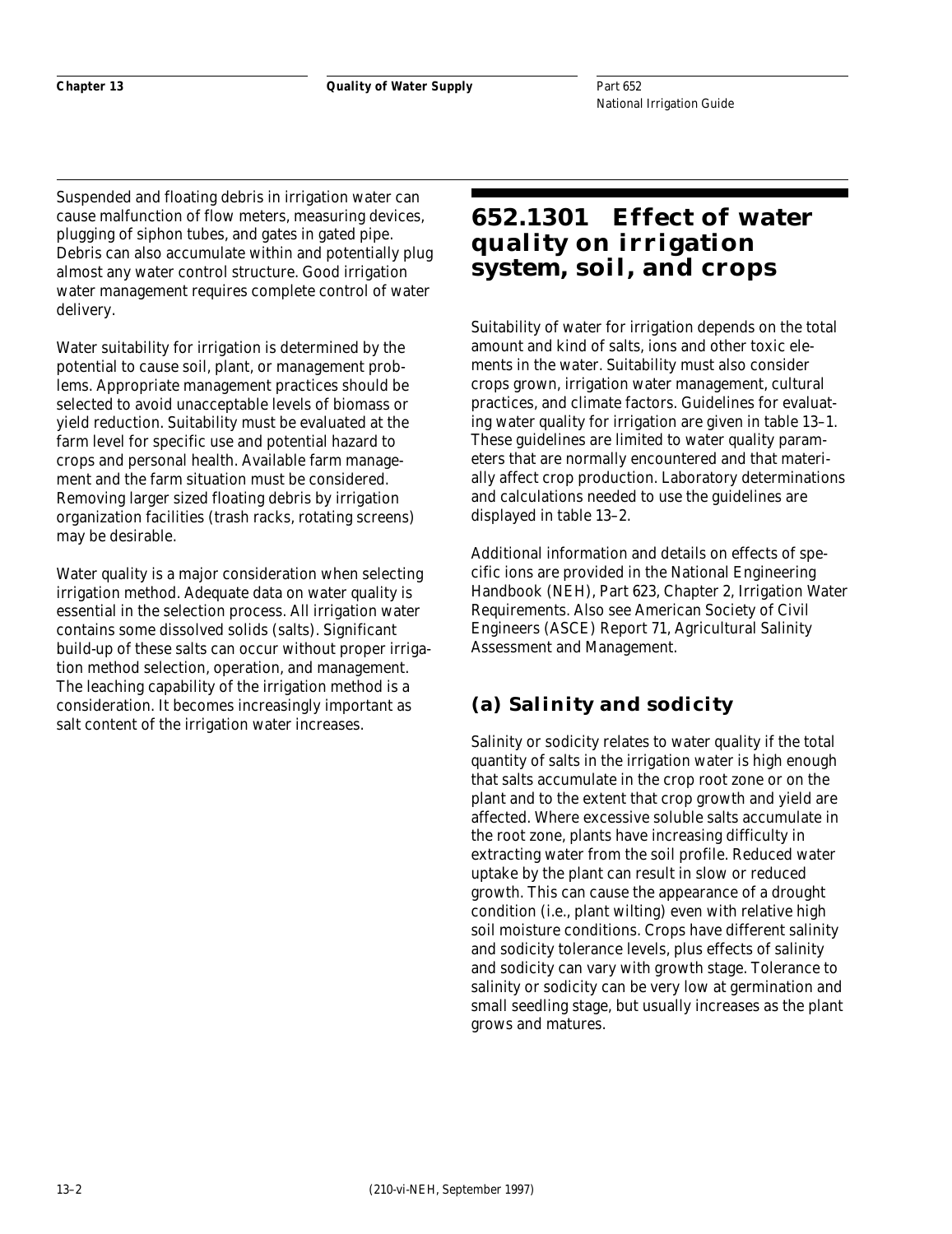Suspended and floating debris in irrigation water can cause malfunction of flow meters, measuring devices, plugging of siphon tubes, and gates in gated pipe. Debris can also accumulate within and potentially plug almost any water control structure. Good irrigation water management requires complete control of water delivery.

Water suitability for irrigation is determined by the potential to cause soil, plant, or management problems. Appropriate management practices should be selected to avoid unacceptable levels of biomass or yield reduction. Suitability must be evaluated at the farm level for specific use and potential hazard to crops and personal health. Available farm management and the farm situation must be considered. Removing larger sized floating debris by irrigation organization facilities (trash racks, rotating screens) may be desirable.

Water quality is a major consideration when selecting irrigation method. Adequate data on water quality is essential in the selection process. All irrigation water contains some dissolved solids (salts). Significant build-up of these salts can occur without proper irrigation method selection, operation, and management. The leaching capability of the irrigation method is a consideration. It becomes increasingly important as salt content of the irrigation water increases.

## 652.1301 Effect of water quality on irrigation system, soil, and crops

Suitability of water for irrigation depends on the total amount and kind of salts, ions and other toxic elements in the water. Suitability must also consider crops grown, irrigation water management, cultural practices, and climate factors. Guidelines for evaluating water quality for irrigation are given in table 13–1. These guidelines are limited to water quality parameters that are normally encountered and that materially affect crop production. Laboratory determinations and calculations needed to use the guidelines are displayed in table 13–2.

Additional information and details on effects of specific ions are provided in the National Engineering Handbook (NEH), Part 623, Chapter 2, Irrigation Water Requirements. Also see American Society of Civil Engineers (ASCE) Report 71, Agricultural Salinity Assessment and Management.

### (a) Salinity and sodicity

Salinity or sodicity relates to water quality if the total quantity of salts in the irrigation water is high enough that salts accumulate in the crop root zone or on the plant and to the extent that crop growth and yield are affected. Where excessive soluble salts accumulate in the root zone, plants have increasing difficulty in extracting water from the soil profile. Reduced water uptake by the plant can result in slow or reduced growth. This can cause the appearance of a drought condition (i.e., plant wilting) even with relative high soil moisture conditions. Crops have different salinity and sodicity tolerance levels, plus effects of salinity and sodicity can vary with growth stage. Tolerance to salinity or sodicity can be very low at germination and small seedling stage, but usually increases as the plant grows and matures.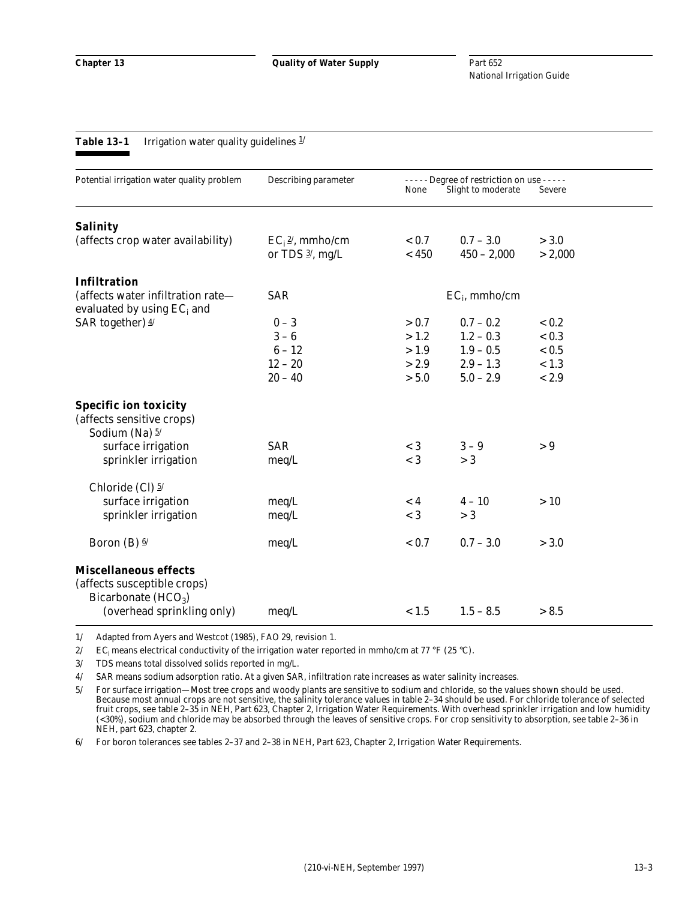**Table 13–1** Irrigation water quality guidelines [1]

| Potential irrigation water quality problem | Describing parameter | ----- Degree of restriction on use ----- | | |
|---|---|---|---|---|
| | | None | Slight to moderate | Severe |
| **Salinity** | | | | |
| (affects crop water availability) | $EC_i$ [2], mmho/cm | < 0.7 | 0.7 – 3.0 | > 3.0 |
| | or TDS [3], mg/L | < 450 | 450 – 2,000 | > 2,000 |
| **Infiltration** | | | | |
| (affects water infiltration rate— evaluated by using $EC_i$ and SAR together) [4] | SAR | | $EC_i$, mmho/cm | |
| | 0 – 3 | > 0.7 | 0.7 – 0.2 | < 0.2 |
| | 3 – 6 | > 1.2 | 1.2 – 0.3 | < 0.3 |
| | 6 – 12 | > 1.9 | 1.9 – 0.5 | < 0.5 |
| | 12 – 20 | > 2.9 | 2.9 – 1.3 | < 1.3 |
| | 20 – 40 | > 5.0 | 5.0 – 2.9 | < 2.9 |
| **Specific ion toxicity** | | | | |
| (affects sensitive crops) | | | | |
| Sodium (Na) [5] | | | | |
| surface irrigation | SAR | < 3 | 3 – 9 | > 9 |
| sprinkler irrigation | meq/L | < 3 | > 3 | |
| Chloride (Cl) [5] | | | | |
| surface irrigation | meq/L | < 4 | 4 – 10 | > 10 |
| sprinkler irrigation | meq/L | < 3 | > 3 | |
| Boron (B) [6] | meq/L | < 0.7 | 0.7 – 3.0 | > 3.0 |
| **Miscellaneous effects** | | | | |
| (affects susceptible crops) | | | | |
| Bicarbonate ($HCO_3$) | | | | |
| (overhead sprinkling only) | meq/L | < 1.5 | 1.5 – 8.5 | > 8.5 |

1/ Adapted from Ayers and Westcot (1985), FAO 29, revision 1.

2/ $EC_i$ means electrical conductivity of the irrigation water reported in mmho/cm at 77 °F (25 °C).

3/ TDS means total dissolved solids reported in mg/L.

4/ SAR means sodium adsorption ratio. At a given SAR, infiltration rate increases as water salinity increases.

5/ For surface irrigation—Most tree crops and woody plants are sensitive to sodium and chloride, so the values shown should be used. Because most annual crops are not sensitive, the salinity tolerance values in table 2–34 should be used. For chloride tolerance of selected fruit crops, see table 2–35 in NEH, Part 623, Chapter 2, Irrigation Water Requirements. With overhead sprinkler irrigation and low humidity (<30%), sodium and chloride may be absorbed through the leaves of sensitive crops. For crop sensitivity to absorption, see table 2–36 in NEH, part 623, chapter 2.

6/ For boron tolerances see tables 2–37 and 2–38 in NEH, Part 623, Chapter 2, Irrigation Water Requirements.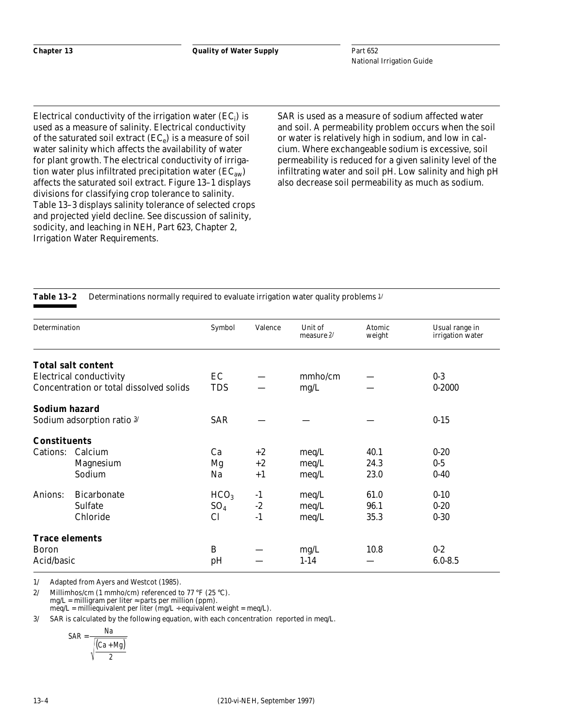Electrical conductivity of the irrigation water ($EC_i$) is used as a measure of salinity. Electrical conductivity of the saturated soil extract ($EC_e$) is a measure of soil water salinity which affects the availability of water for plant growth. The electrical conductivity of irrigation water plus infiltrated precipitation water ($EC_{aw}$) affects the saturated soil extract. Figure 13–1 displays divisions for classifying crop tolerance to salinity. Table 13–3 displays salinity tolerance of selected crops and projected yield decline. See discussion of salinity, sodicity, and leaching in NEH, Part 623, Chapter 2, Irrigation Water Requirements.

SAR is used as a measure of sodium affected water and soil. A permeability problem occurs when the soil or water is relatively high in sodium, and low in calcium. Where exchangeable sodium is excessive, soil permeability is reduced for a given salinity level of the infiltrating water and soil pH. Low salinity and high pH also decrease soil permeability as much as sodium.

**Table 13–2** Determinations normally required to evaluate irrigation water quality problems [1/]

| Determination | | Symbol | Valence | Unit of measure [2/] | Atomic weight | Usual range in irrigation water |
|---|---|---|---|---|---|---|
| **Total salt content** | | | | | | |
| Electrical conductivity | | EC | — | mmho/cm | — | 0-3 |
| Concentration or total dissolved solids | | TDS | — | mg/L | — | 0-2000 |
| **Sodium hazard** | | | | | | |
| Sodium adsorption ratio [3/] | | SAR | — | — | — | 0-15 |
| **Constituents** | | | | | | |
| Cations: | Calcium | Ca | +2 | meq/L | 40.1 | 0-20 |
| | Magnesium | Mg | +2 | meq/L | 24.3 | 0-5 |
| | Sodium | Na | +1 | meq/L | 23.0 | 0-40 |
| Anions: | Bicarbonate | $HCO_3$ | -1 | meq/L | 61.0 | 0-10 |
| | Sulfate | $SO_4$ | -2 | meq/L | 96.1 | 0-20 |
| | Chloride | Cl | -1 | meq/L | 35.3 | 0-30 |
| **Trace elements** | | | | | | |
| Boron | | B | — | mg/L | 10.8 | 0-2 |
| Acid/basic | | pH | — | 1-14 | — | 6.0-8.5 |

1/ Adapted from Ayers and Westcot (1985).

2/ Millimhos/cm (1 mmho/cm) referenced to 77 °F (25 °C).
mg/L = milligram per liter ≈ parts per million (ppm).
meq/L = milliequivalent per liter (mg/L ÷ equivalent weight = meq/L).

3/ SAR is calculated by the following equation, with each concentration reported in meq/L.

$$SAR = \frac{Na}{\sqrt{\frac{(Ca + Mg)}{2}}}$$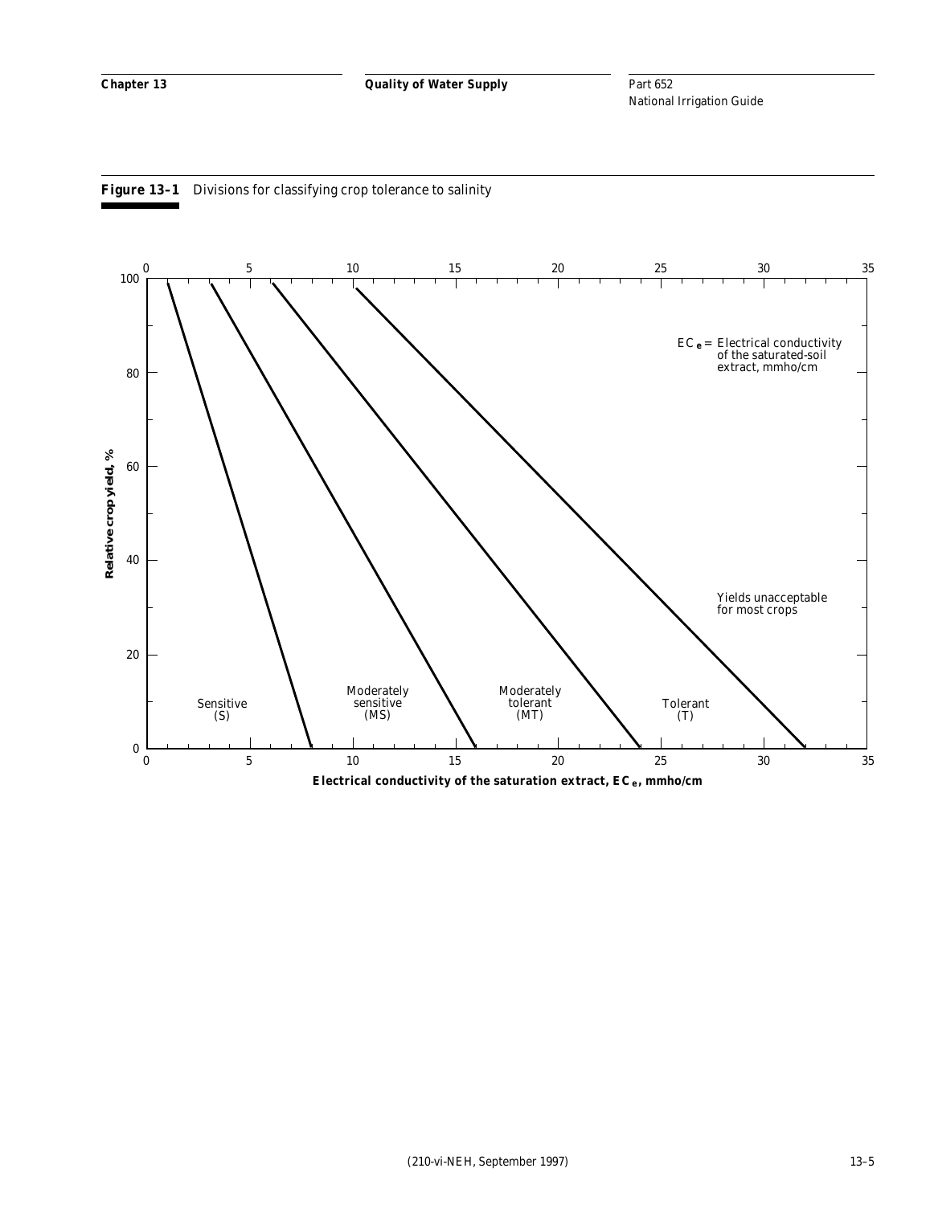**Figure 13–1** Divisions for classifying crop tolerance to salinity

Relative crop yield, %

$EC_e$ = Electrical conductivity of the saturated-soil extract, mmho/cm

Sensitive (S)

Moderately sensitive (MS)

Moderately tolerant (MT)

Tolerant (T)

Yields unacceptable for most crops

Electrical conductivity of the saturation extract, $EC_e$, mmho/cm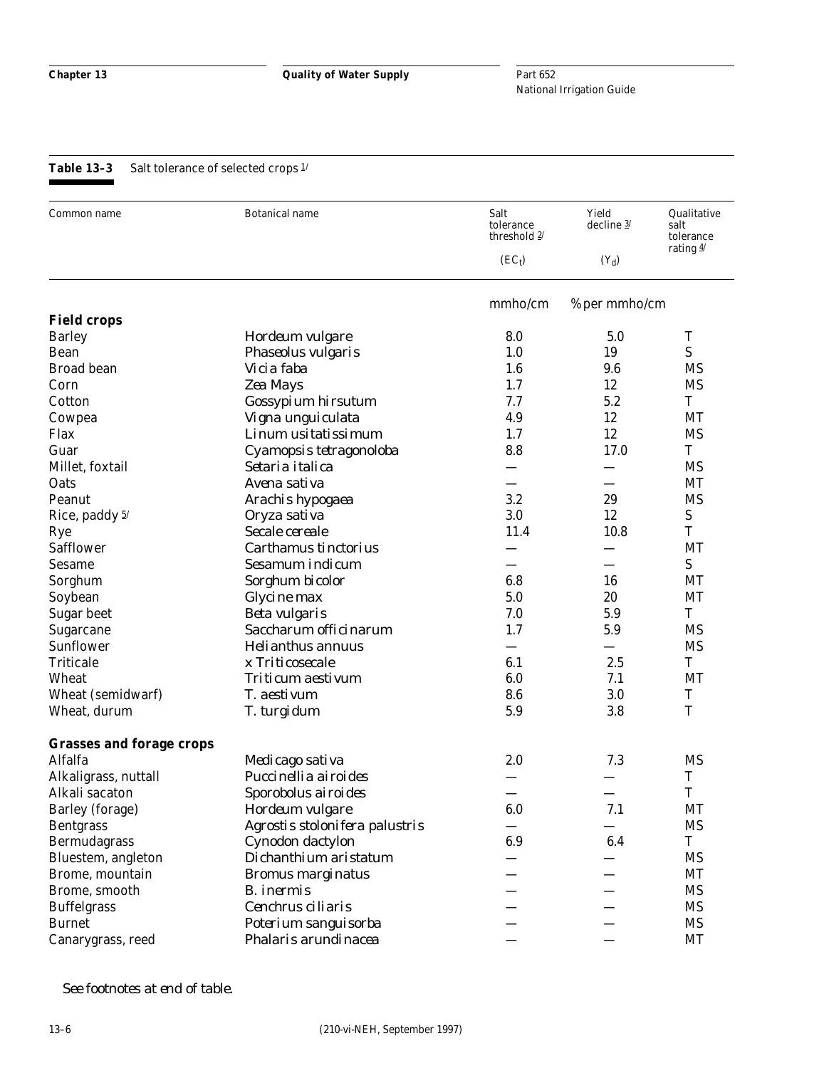**Table 13–3** Salt tolerance of selected crops [1/]

| Common name | Botanical name | Salt tolerance threshold [2/] ($EC_t$) | Yield decline [3/] ($Y_d$) | Qualitative salt tolerance rating [4/] |
|---|---|---|---|---|
| | | mmho/cm | % per mmho/cm | |
| **Field crops** | | | | |
| Barley | Hordeum vulgare | 8.0 | 5.0 | T |
| Bean | Phaseolus vulgaris | 1.0 | 19 | S |
| Broad bean | Vicia faba | 1.6 | 9.6 | MS |
| Corn | Zea Mays | 1.7 | 12 | MS |
| Cotton | Gossypium hirsutum | 7.7 | 5.2 | T |
| Cowpea | Vigna unguiculata | 4.9 | 12 | MT |
| Flax | Linum usitatissimum | 1.7 | 12 | MS |
| Guar | Cyamopsis tetragonoloba | 8.8 | 17.0 | T |
| Millet, foxtail | Setaria italica | — | — | MS |
| Oats | Avena sativa | — | — | MT |
| Peanut | Arachis hypogaea | 3.2 | 29 | MS |
| Rice, paddy [5/] | Oryza sativa | 3.0 | 12 | S |
| Rye | Secale cereale | 11.4 | 10.8 | T |
| Safflower | Carthamus tinctorius | — | — | MT |
| Sesame | Sesamum indicum | — | — | S |
| Sorghum | Sorghum bicolor | 6.8 | 16 | MT |
| Soybean | Glycine max | 5.0 | 20 | MT |
| Sugar beet | Beta vulgaris | 7.0 | 5.9 | T |
| Sugarcane | Saccharum officinarum | 1.7 | 5.9 | MS |
| Sunflower | Helianthus annuus | — | — | MS |
| Triticale | x Triticosecale | 6.1 | 2.5 | T |
| Wheat | Triticum aestivum | 6.0 | 7.1 | MT |
| Wheat (semidwarf) | T. aestivum | 8.6 | 3.0 | T |
| Wheat, durum | T. turgidum | 5.9 | 3.8 | T |
| **Grasses and forage crops** | | | | |
| Alfalfa | Medicago sativa | 2.0 | 7.3 | MS |
| Alkaligrass, nuttall | Puccinellia airoides | — | — | T |
| Alkali sacaton | Sporobolus airoides | — | — | T |
| Barley (forage) | Hordeum vulgare | 6.0 | 7.1 | MT |
| Bentgrass | Agrostis stolonifera palustris | — | — | MS |
| Bermudagrass | Cynodon dactylon | 6.9 | 6.4 | T |
| Bluestem, angleton | Dichanthium aristatum | — | — | MS |
| Brome, mountain | Bromus marginatus | — | — | MT |
| Brome, smooth | B. inermis | — | — | MS |
| Buffelgrass | Cenchrus ciliaris | — | — | MS |
| Burnet | Poterium sanguisorba | — | — | MS |
| Canarygrass, reed | Phalaris arundinacea | — | — | MT |

*See footnotes at end of table.*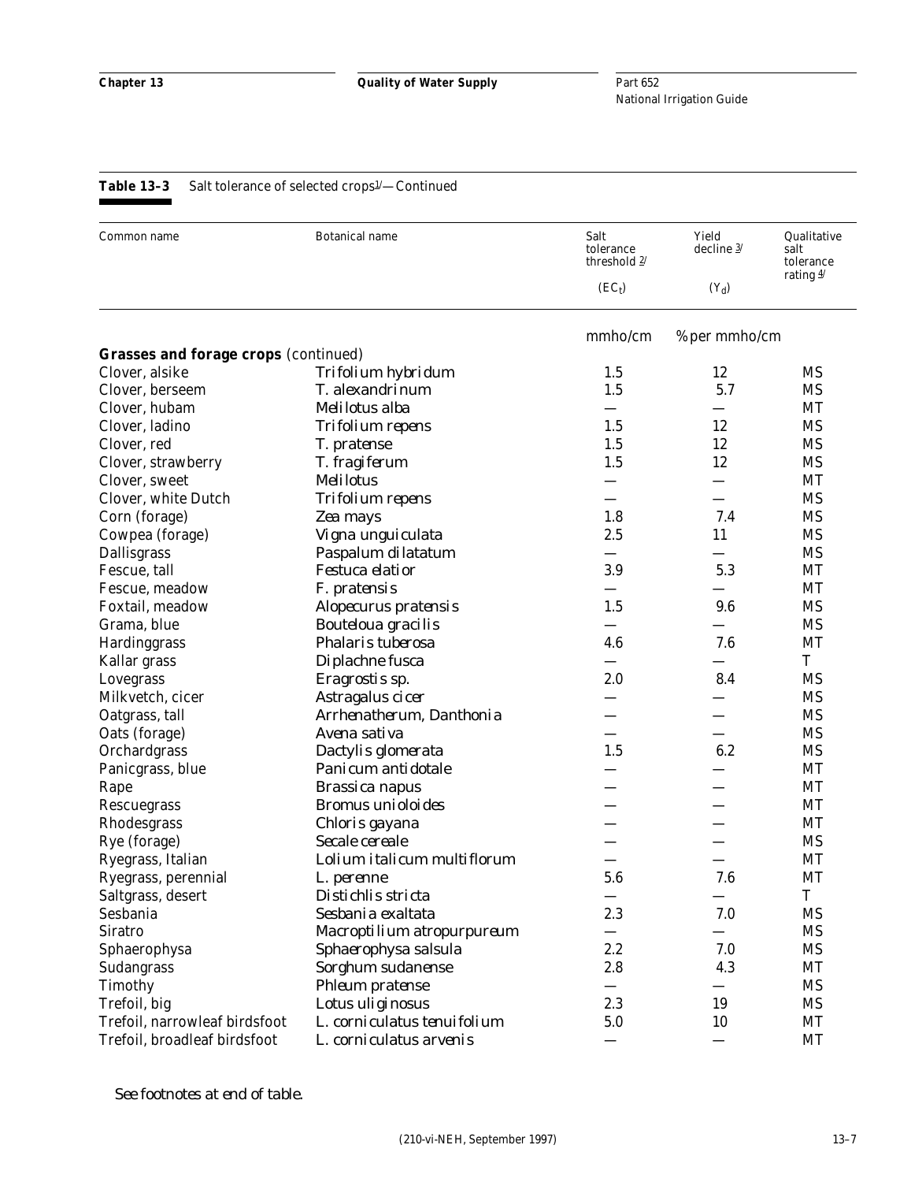**Table 13–3** Salt tolerance of selected crops[1/]—Continued

| Common name | Botanical name | Salt tolerance threshold [2/] ($EC_t$) | Yield decline [3/] ($Y_d$) | Qualitative salt tolerance rating [4/] |
|---|---|---|---|---|
| | | mmho/cm | % per mmho/cm | |
| **Grasses and forage crops** (continued) | | | | |
| Clover, alsike | *Trifolium hybridum* | 1.5 | 12 | MS |
| Clover, berseem | *T. alexandrinum* | 1.5 | 5.7 | MS |
| Clover, hubam | *Melilotus alba* | — | — | MT |
| Clover, ladino | *Trifolium repens* | 1.5 | 12 | MS |
| Clover, red | *T. pratense* | 1.5 | 12 | MS |
| Clover, strawberry | *T. fragiferum* | 1.5 | 12 | MS |
| Clover, sweet | *Melilotus* | — | — | MT |
| Clover, white Dutch | *Trifolium repens* | — | — | MS |
| Corn (forage) | *Zea mays* | 1.8 | 7.4 | MS |
| Cowpea (forage) | *Vigna unguiculata* | 2.5 | 11 | MS |
| Dallisgrass | *Paspalum dilatatum* | — | — | MS |
| Fescue, tall | *Festuca elatior* | 3.9 | 5.3 | MT |
| Fescue, meadow | *F. pratensis* | — | — | MT |
| Foxtail, meadow | *Alopecurus pratensis* | 1.5 | 9.6 | MS |
| Grama, blue | *Bouteloua gracilis* | — | — | MS |
| Hardinggrass | *Phalaris tuberosa* | 4.6 | 7.6 | MT |
| Kallar grass | *Diplachne fusca* | — | — | T |
| Lovegrass | *Eragrostis sp.* | 2.0 | 8.4 | MS |
| Milkvetch, cicer | *Astragalus cicer* | — | — | MS |
| Oatgrass, tall | *Arrhenatherum, Danthonia* | — | — | MS |
| Oats (forage) | *Avena sativa* | — | — | MS |
| Orchardgrass | *Dactylis glomerata* | 1.5 | 6.2 | MS |
| Panicgrass, blue | *Panicum antidotale* | — | — | MT |
| Rape | *Brassica napus* | — | — | MT |
| Rescuegrass | *Bromus unioloides* | — | — | MT |
| Rhodesgrass | *Chloris gayana* | — | — | MT |
| Rye (forage) | *Secale cereale* | — | — | MS |
| Ryegrass, Italian | *Lolium italicum multiflorum* | — | — | MT |
| Ryegrass, perennial | *L. perenne* | 5.6 | 7.6 | MT |
| Saltgrass, desert | *Distichlis stricta* | — | — | T |
| Sesbania | *Sesbania exaltata* | 2.3 | 7.0 | MS |
| Siratro | *Macroptilium atropurpureum* | — | — | MS |
| Sphaerophysa | *Sphaerophysa salsula* | 2.2 | 7.0 | MS |
| Sudangrass | *Sorghum sudanense* | 2.8 | 4.3 | MT |
| Timothy | *Phleum pratense* | — | — | MS |
| Trefoil, big | *Lotus uliginosus* | 2.3 | 19 | MS |
| Trefoil, narrowleaf birdsfoot | *L. corniculatus tenuifolium* | 5.0 | 10 | MT |
| Trefoil, broadleaf birdsfoot | *L. corniculatus arvenis* | — | — | MT |

*See footnotes at end of table.*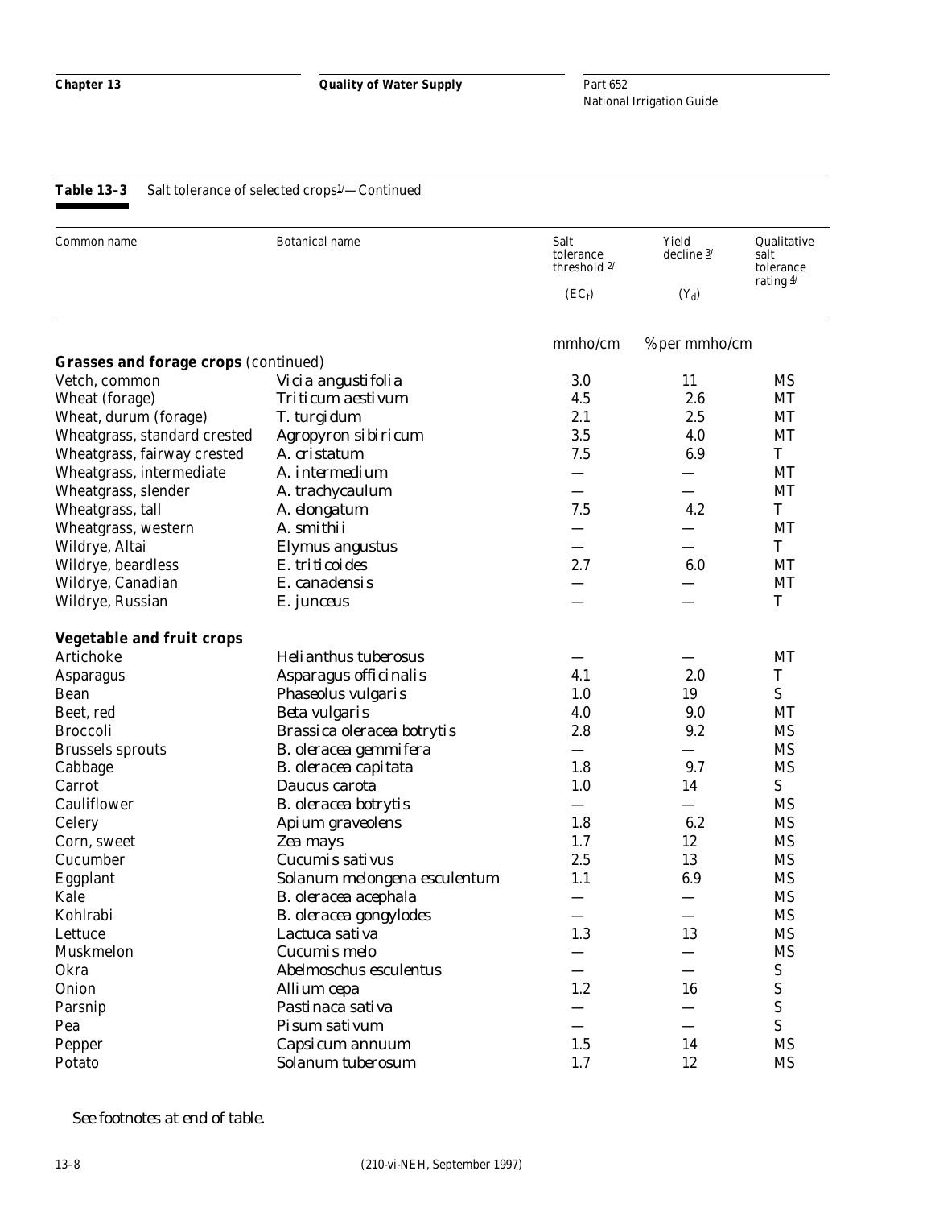**Table 13–3** Salt tolerance of selected crops[1]—Continued

| Common name | Botanical name | Salt tolerance threshold [2] ($EC_t$) | Yield decline [3] ($Y_d$) | Qualitative salt tolerance rating [4] |
|---|---|---|---|---|
| | | mmho/cm | % per mmho/cm | |
| **Grasses and forage crops** (continued) | | | | |
| Vetch, common | *Vicia angustifolia* | 3.0 | 11 | MS |
| Wheat (forage) | *Triticum aestivum* | 4.5 | 2.6 | MT |
| Wheat, durum (forage) | *T. turgidum* | 2.1 | 2.5 | MT |
| Wheatgrass, standard crested | *Agropyron sibiricum* | 3.5 | 4.0 | MT |
| Wheatgrass, fairway crested | *A. cristatum* | 7.5 | 6.9 | T |
| Wheatgrass, intermediate | *A. intermedium* | — | — | MT |
| Wheatgrass, slender | *A. trachycaulum* | — | — | MT |
| Wheatgrass, tall | *A. elongatum* | 7.5 | 4.2 | T |
| Wheatgrass, western | *A. smithii* | — | — | MT |
| Wildrye, Altai | *Elymus angustus* | — | — | T |
| Wildrye, beardless | *E. triticoides* | 2.7 | 6.0 | MT |
| Wildrye, Canadian | *E. canadensis* | — | — | MT |
| Wildrye, Russian | *E. junceus* | — | — | T |
| **Vegetable and fruit crops** | | | | |
| Artichoke | *Helianthus tuberosus* | — | — | MT |
| Asparagus | *Asparagus officinalis* | 4.1 | 2.0 | T |
| Bean | *Phaseolus vulgaris* | 1.0 | 19 | S |
| Beet, red | *Beta vulgaris* | 4.0 | 9.0 | MT |
| Broccoli | *Brassica oleracea botrytis* | 2.8 | 9.2 | MS |
| Brussels sprouts | *B. oleracea gemmifera* | — | — | MS |
| Cabbage | *B. oleracea capitata* | 1.8 | 9.7 | MS |
| Carrot | *Daucus carota* | 1.0 | 14 | S |
| Cauliflower | *B. oleracea botrytis* | — | — | MS |
| Celery | *Apium graveolens* | 1.8 | 6.2 | MS |
| Corn, sweet | *Zea mays* | 1.7 | 12 | MS |
| Cucumber | *Cucumis sativus* | 2.5 | 13 | MS |
| Eggplant | *Solanum melongena esculentum* | 1.1 | 6.9 | MS |
| Kale | *B. oleracea acephala* | — | — | MS |
| Kohlrabi | *B. oleracea gongylodes* | — | — | MS |
| Lettuce | *Lactuca sativa* | 1.3 | 13 | MS |
| Muskmelon | *Cucumis melo* | — | — | MS |
| Okra | *Abelmoschus esculentus* | — | — | S |
| Onion | *Allium cepa* | 1.2 | 16 | S |
| Parsnip | *Pastinaca sativa* | — | — | S |
| Pea | *Pisum sativum* | — | — | S |
| Pepper | *Capsicum annuum* | 1.5 | 14 | MS |
| Potato | *Solanum tuberosum* | 1.7 | 12 | MS |

See footnotes at end of table.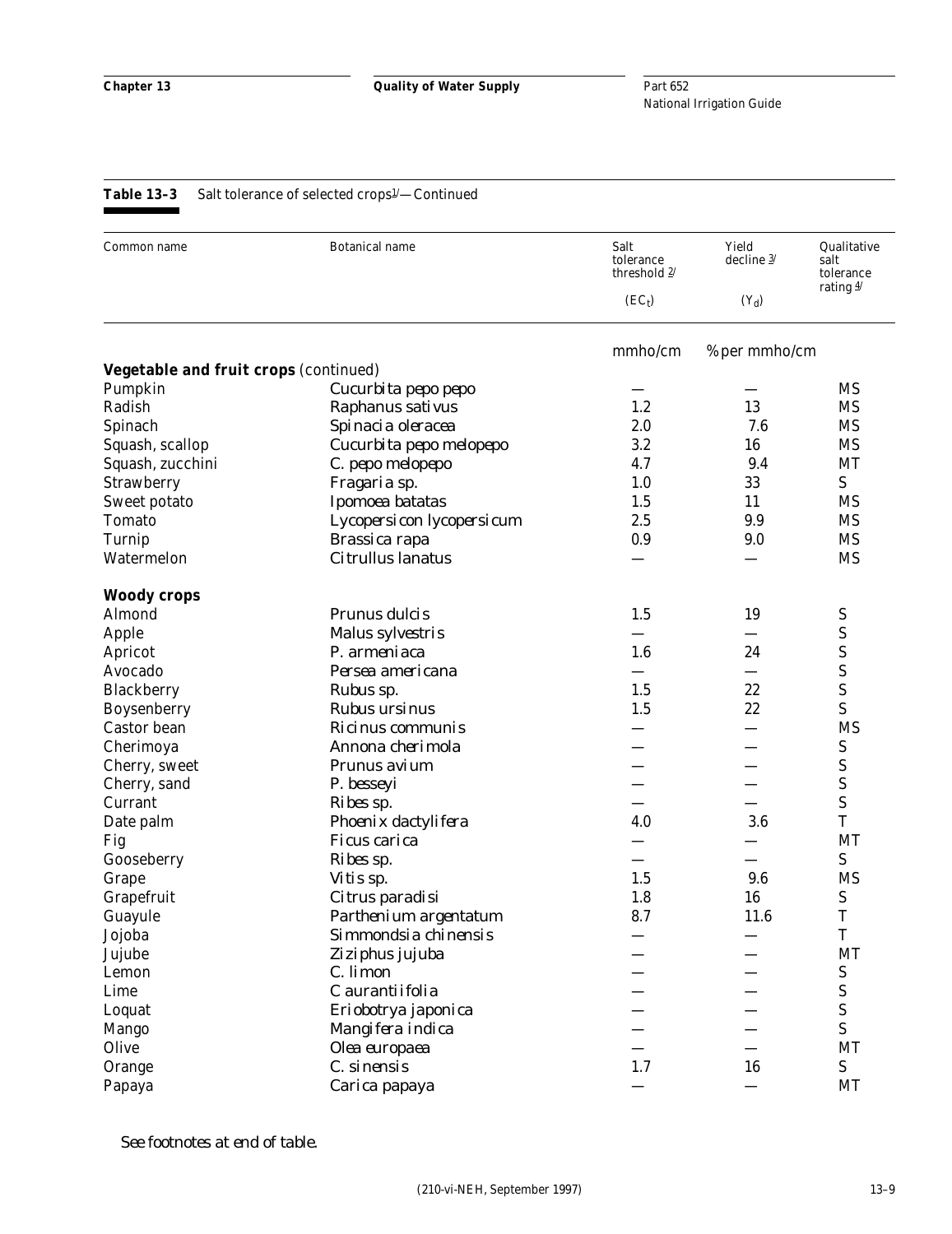**Table 13–3** Salt tolerance of selected crops[1/]—Continued

| Common name | Botanical name | Salt tolerance threshold [2/] ($EC_t$) | Yield decline [3/] ($Y_d$) | Qualitative salt tolerance rating [4/] |
|---|---|---|---|---|
| | | mmho/cm | % per mmho/cm | |
| **Vegetable and fruit crops** (continued) | | | | |
| Pumpkin | *Cucurbita pepo pepo* | — | — | MS |
| Radish | *Raphanus sativus* | 1.2 | 13 | MS |
| Spinach | *Spinacia oleracea* | 2.0 | 7.6 | MS |
| Squash, scallop | *Cucurbita pepo melopepo* | 3.2 | 16 | MS |
| Squash, zucchini | *C. pepo melopepo* | 4.7 | 9.4 | MT |
| Strawberry | *Fragaria sp.* | 1.0 | 33 | S |
| Sweet potato | *Ipomoea batatas* | 1.5 | 11 | MS |
| Tomato | *Lycopersicon lycopersicum* | 2.5 | 9.9 | MS |
| Turnip | *Brassica rapa* | 0.9 | 9.0 | MS |
| Watermelon | *Citrullus lanatus* | — | — | MS |
| **Woody crops** | | | | |
| Almond | *Prunus dulcis* | 1.5 | 19 | S |
| Apple | *Malus sylvestris* | — | — | S |
| Apricot | *P. armeniaca* | 1.6 | 24 | S |
| Avocado | *Persea americana* | — | — | S |
| Blackberry | *Rubus sp.* | 1.5 | 22 | S |
| Boysenberry | *Rubus ursinus* | 1.5 | 22 | S |
| Castor bean | *Ricinus communis* | — | — | MS |
| Cherimoya | *Annona cherimola* | — | — | S |
| Cherry, sweet | *Prunus avium* | — | — | S |
| Cherry, sand | *P. besseyi* | — | — | S |
| Currant | *Ribes sp.* | — | — | S |
| Date palm | *Phoenix dactylifera* | 4.0 | 3.6 | T |
| Fig | *Ficus carica* | — | — | MT |
| Gooseberry | *Ribes sp.* | — | — | S |
| Grape | *Vitis sp.* | 1.5 | 9.6 | MS |
| Grapefruit | *Citrus paradisi* | 1.8 | 16 | S |
| Guayule | *Parthenium argentatum* | 8.7 | 11.6 | T |
| Jojoba | *Simmondsia chinensis* | — | — | T |
| Jujube | *Ziziphus jujuba* | — | — | MT |
| Lemon | *C. limon* | — | — | S |
| Lime | *C aurantiifolia* | — | — | S |
| Loquat | *Eriobotrya japonica* | — | — | S |
| Mango | *Mangifera indica* | — | — | S |
| Olive | *Olea europaea* | — | — | MT |
| Orange | *C. sinensis* | 1.7 | 16 | S |
| Papaya | *Carica papaya* | — | — | MT |

*See footnotes at end of table.*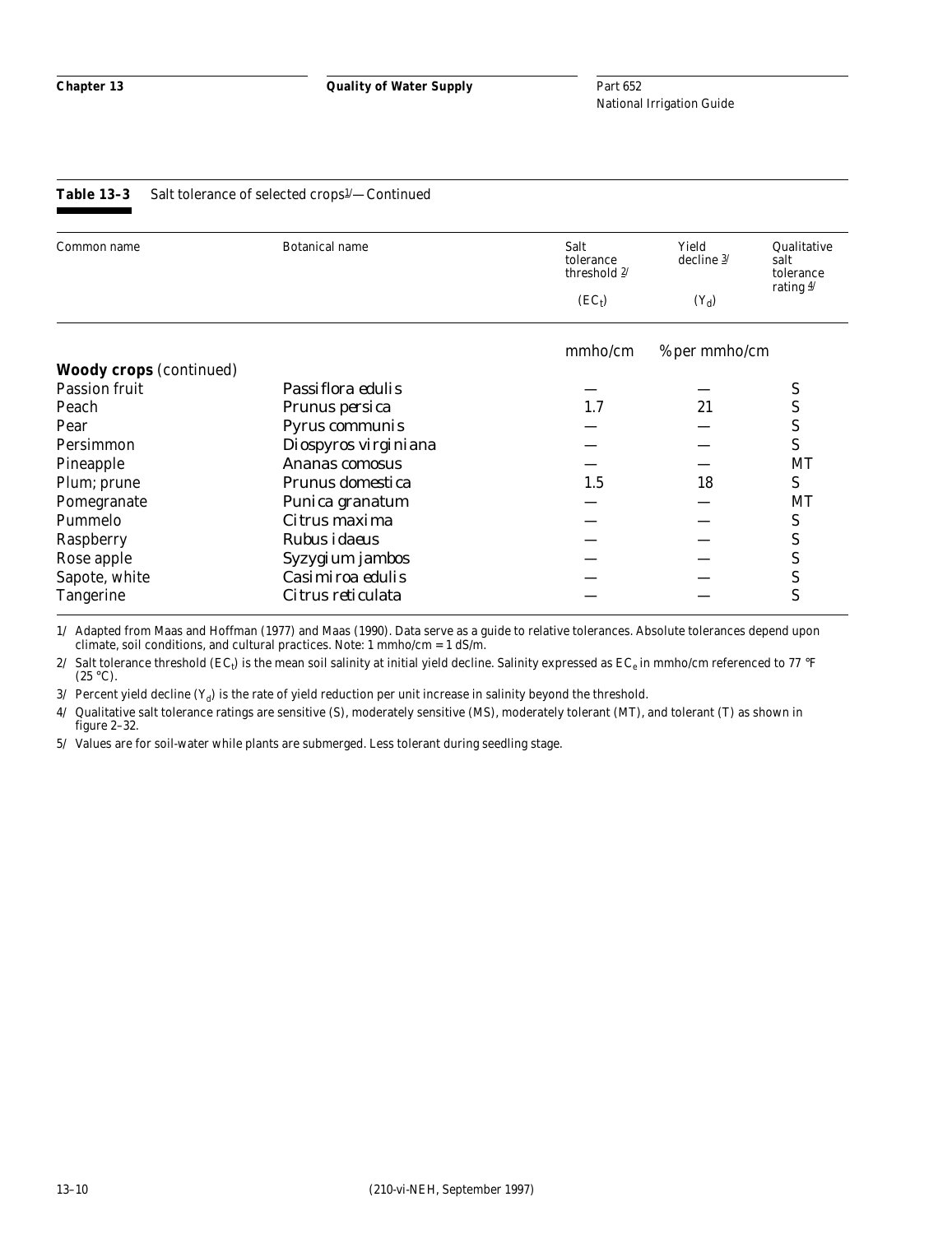**Table 13–3** Salt tolerance of selected crops[1]—Continued

| Common name | Botanical name | Salt tolerance threshold [2] ($EC_t$) | Yield decline [3] ($Y_d$) | Qualitative salt tolerance rating [4] |
|---|---|---|---|---|
| | | mmho/cm | % per mmho/cm | |
| **Woody crops** (continued) | | | | |
| Passion fruit | *Passiflora edulis* | — | — | S |
| Peach | *Prunus persica* | 1.7 | 21 | S |
| Pear | *Pyrus communis* | — | — | S |
| Persimmon | *Diospyros virginiana* | — | — | S |
| Pineapple | *Ananas comosus* | — | — | MT |
| Plum; prune | *Prunus domestica* | 1.5 | 18 | S |
| Pomegranate | *Punica granatum* | — | — | MT |
| Pummelo | *Citrus maxima* | — | — | S |
| Raspberry | *Rubus idaeus* | — | — | S |
| Rose apple | *Syzygium jambos* | — | — | S |
| Sapote, white | *Casimiroa edulis* | — | — | S |
| Tangerine | *Citrus reticulata* | — | — | S |

1/ Adapted from Maas and Hoffman (1977) and Maas (1990). Data serve as a guide to relative tolerances. Absolute tolerances depend upon climate, soil conditions, and cultural practices. Note: 1 mmho/cm = 1 dS/m.

2/ Salt tolerance threshold ($EC_t$) is the mean soil salinity at initial yield decline. Salinity expressed as $EC_e$ in mmho/cm referenced to 77 °F (25 °C).

3/ Percent yield decline ($Y_d$) is the rate of yield reduction per unit increase in salinity beyond the threshold.

4/ Qualitative salt tolerance ratings are sensitive (S), moderately sensitive (MS), moderately tolerant (MT), and tolerant (T) as shown in figure 2–32.

5/ Values are for soil-water while plants are submerged. Less tolerant during seedling stage.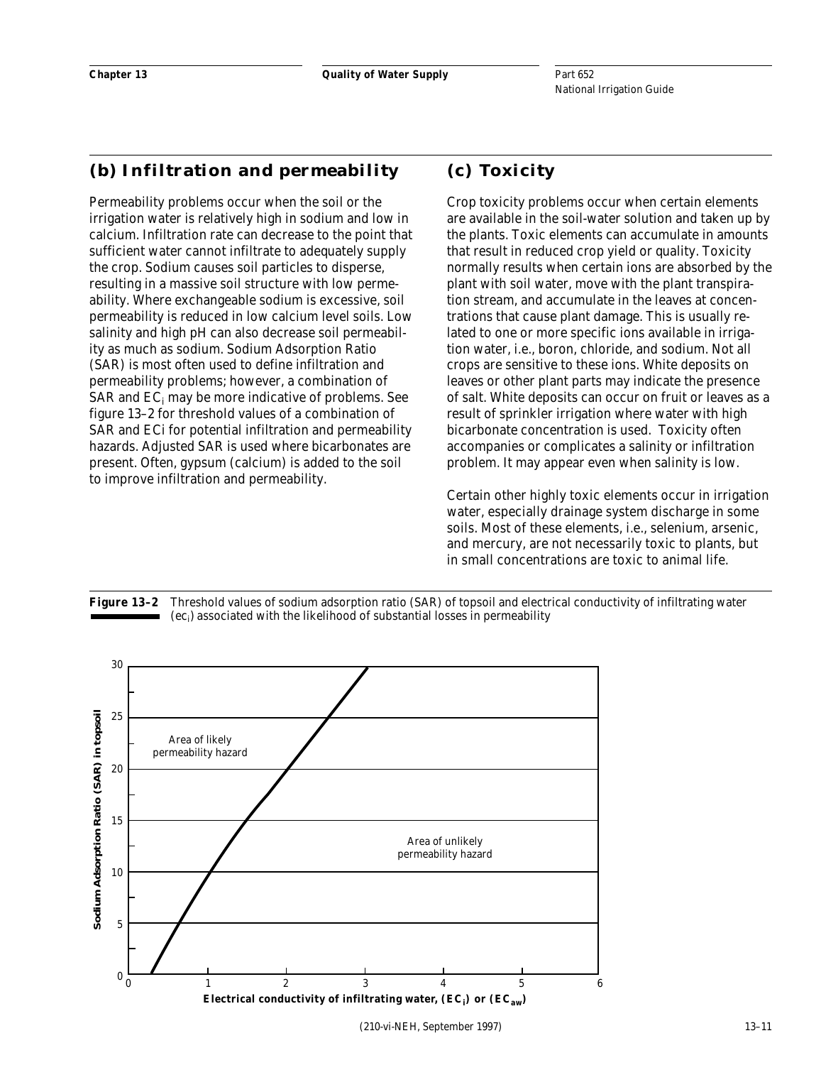## (b) Infiltration and permeability

Permeability problems occur when the soil or the irrigation water is relatively high in sodium and low in calcium. Infiltration rate can decrease to the point that sufficient water cannot infiltrate to adequately supply the crop. Sodium causes soil particles to disperse, resulting in a massive soil structure with low permeability. Where exchangeable sodium is excessive, soil permeability is reduced in low calcium level soils. Low salinity and high pH can also decrease soil permeability as much as sodium. Sodium Adsorption Ratio (SAR) is most often used to define infiltration and permeability problems; however, a combination of SAR and $EC_i$ may be more indicative of problems. See figure 13–2 for threshold values of a combination of SAR and ECi for potential infiltration and permeability hazards. Adjusted SAR is used where bicarbonates are present. Often, gypsum (calcium) is added to the soil to improve infiltration and permeability.

## (c) Toxicity

Crop toxicity problems occur when certain elements are available in the soil-water solution and taken up by the plants. Toxic elements can accumulate in amounts that result in reduced crop yield or quality. Toxicity normally results when certain ions are absorbed by the plant with soil water, move with the plant transpiration stream, and accumulate in the leaves at concentrations that cause plant damage. This is usually related to one or more specific ions available in irrigation water, i.e., boron, chloride, and sodium. Not all crops are sensitive to these ions. White deposits on leaves or other plant parts may indicate the presence of salt. White deposits can occur on fruit or leaves as a result of sprinkler irrigation where water with high bicarbonate concentration is used. Toxicity often accompanies or complicates a salinity or infiltration problem. It may appear even when salinity is low.

Certain other highly toxic elements occur in irrigation water, especially drainage system discharge in some soils. Most of these elements, i.e., selenium, arsenic, and mercury, are not necessarily toxic to plants, but in small concentrations are toxic to animal life.

**Figure 13–2** Threshold values of sodium adsorption ratio (SAR) of topsoil and electrical conductivity of infiltrating water ($ec_i$) associated with the likelihood of substantial losses in permeability

Sodium Adsorption Ratio (SAR) in topsoil

Area of likely permeability hazard

Area of unlikely permeability hazard

Electrical conductivity of infiltrating water, ($EC_i$) or ($EC_{aw}$)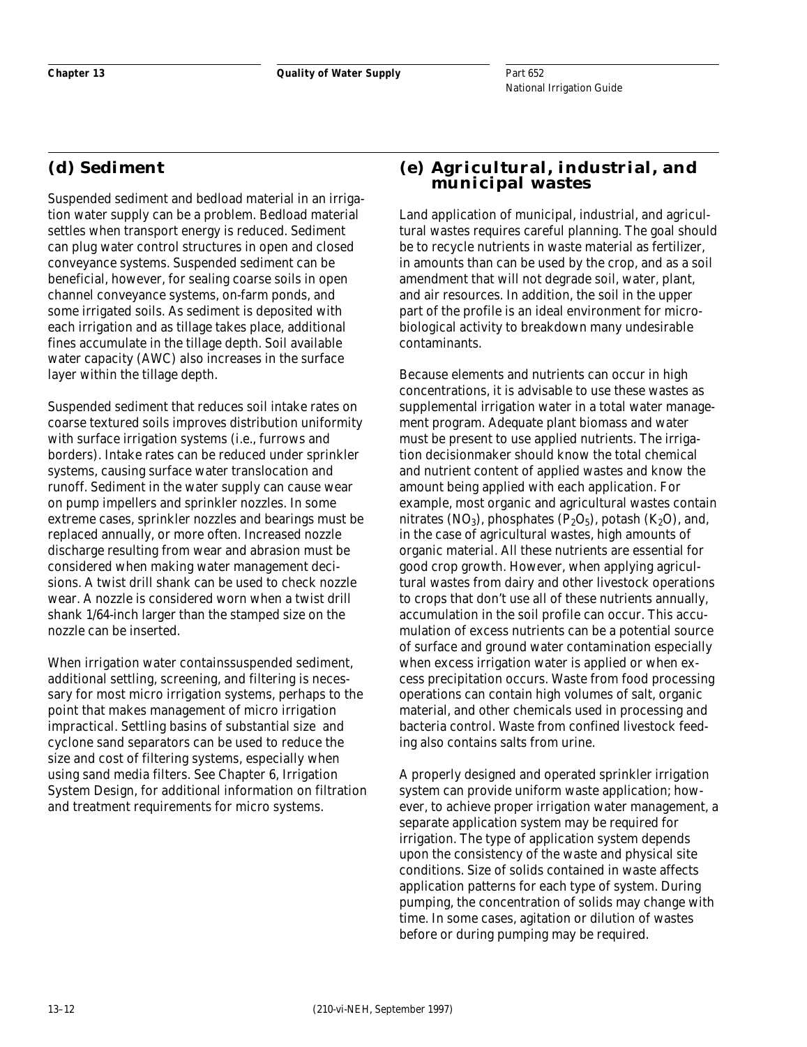## (d) Sediment

Suspended sediment and bedload material in an irrigation water supply can be a problem. Bedload material settles when transport energy is reduced. Sediment can plug water control structures in open and closed conveyance systems. Suspended sediment can be beneficial, however, for sealing coarse soils in open channel conveyance systems, on-farm ponds, and some irrigated soils. As sediment is deposited with each irrigation and as tillage takes place, additional fines accumulate in the tillage depth. Soil available water capacity (AWC) also increases in the surface layer within the tillage depth.

Suspended sediment that reduces soil intake rates on coarse textured soils improves distribution uniformity with surface irrigation systems (i.e., furrows and borders). Intake rates can be reduced under sprinkler systems, causing surface water translocation and runoff. Sediment in the water supply can cause wear on pump impellers and sprinkler nozzles. In some extreme cases, sprinkler nozzles and bearings must be replaced annually, or more often. Increased nozzle discharge resulting from wear and abrasion must be considered when making water management decisions. A twist drill shank can be used to check nozzle wear. A nozzle is considered worn when a twist drill shank 1/64-inch larger than the stamped size on the nozzle can be inserted.

When irrigation water containssuspended sediment, additional settling, screening, and filtering is necessary for most micro irrigation systems, perhaps to the point that makes management of micro irrigation impractical. Settling basins of substantial size and cyclone sand separators can be used to reduce the size and cost of filtering systems, especially when using sand media filters. See Chapter 6, Irrigation System Design, for additional information on filtration and treatment requirements for micro systems.

## (e) Agricultural, industrial, and municipal wastes

Land application of municipal, industrial, and agricultural wastes requires careful planning. The goal should be to recycle nutrients in waste material as fertilizer, in amounts than can be used by the crop, and as a soil amendment that will not degrade soil, water, plant, and air resources. In addition, the soil in the upper part of the profile is an ideal environment for microbiological activity to breakdown many undesirable contaminants.

Because elements and nutrients can occur in high concentrations, it is advisable to use these wastes as supplemental irrigation water in a total water management program. Adequate plant biomass and water must be present to use applied nutrients. The irrigation decisionmaker should know the total chemical and nutrient content of applied wastes and know the amount being applied with each application. For example, most organic and agricultural wastes contain nitrates ($NO_3$), phosphates ($P_2O_5$), potash ($K_2O$), and, in the case of agricultural wastes, high amounts of organic material. All these nutrients are essential for good crop growth. However, when applying agricultural wastes from dairy and other livestock operations to crops that don't use all of these nutrients annually, accumulation in the soil profile can occur. This accumulation of excess nutrients can be a potential source of surface and ground water contamination especially when excess irrigation water is applied or when excess precipitation occurs. Waste from food processing operations can contain high volumes of salt, organic material, and other chemicals used in processing and bacteria control. Waste from confined livestock feeding also contains salts from urine.

A properly designed and operated sprinkler irrigation system can provide uniform waste application; however, to achieve proper irrigation water management, a separate application system may be required for irrigation. The type of application system depends upon the consistency of the waste and physical site conditions. Size of solids contained in waste affects application patterns for each type of system. During pumping, the concentration of solids may change with time. In some cases, agitation or dilution of wastes before or during pumping may be required.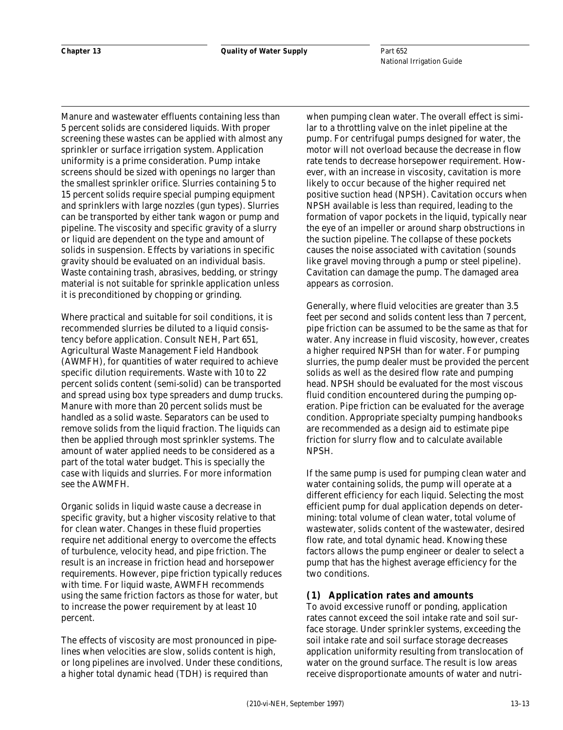Manure and wastewater effluents containing less than 5 percent solids are considered liquids. With proper screening these wastes can be applied with almost any sprinkler or surface irrigation system. Application uniformity is a prime consideration. Pump intake screens should be sized with openings no larger than the smallest sprinkler orifice. Slurries containing 5 to 15 percent solids require special pumping equipment and sprinklers with large nozzles (gun types). Slurries can be transported by either tank wagon or pump and pipeline. The viscosity and specific gravity of a slurry or liquid are dependent on the type and amount of solids in suspension. Effects by variations in specific gravity should be evaluated on an individual basis. Waste containing trash, abrasives, bedding, or stringy material is not suitable for sprinkle application unless it is preconditioned by chopping or grinding.

Where practical and suitable for soil conditions, it is recommended slurries be diluted to a liquid consistency before application. Consult NEH, Part 651, Agricultural Waste Management Field Handbook (AWMFH), for quantities of water required to achieve specific dilution requirements. Waste with 10 to 22 percent solids content (semi-solid) can be transported and spread using box type spreaders and dump trucks. Manure with more than 20 percent solids must be handled as a solid waste. Separators can be used to remove solids from the liquid fraction. The liquids can then be applied through most sprinkler systems. The amount of water applied needs to be considered as a part of the total water budget. This is specially the case with liquids and slurries. For more information see the AWMFH.

Organic solids in liquid waste cause a decrease in specific gravity, but a higher viscosity relative to that for clean water. Changes in these fluid properties require net additional energy to overcome the effects of turbulence, velocity head, and pipe friction. The result is an increase in friction head and horsepower requirements. However, pipe friction typically reduces with time. For liquid waste, AWMFH recommends using the same friction factors as those for water, but to increase the power requirement by at least 10 percent.

The effects of viscosity are most pronounced in pipelines when velocities are slow, solids content is high, or long pipelines are involved. Under these conditions, a higher total dynamic head (TDH) is required than when pumping clean water. The overall effect is similar to a throttling valve on the inlet pipeline at the pump. For centrifugal pumps designed for water, the motor will not overload because the decrease in flow rate tends to decrease horsepower requirement. However, with an increase in viscosity, cavitation is more likely to occur because of the higher required net positive suction head (NPSH). Cavitation occurs when NPSH available is less than required, leading to the formation of vapor pockets in the liquid, typically near the eye of an impeller or around sharp obstructions in the suction pipeline. The collapse of these pockets causes the noise associated with cavitation (sounds like gravel moving through a pump or steel pipeline). Cavitation can damage the pump. The damaged area appears as corrosion.

Generally, where fluid velocities are greater than 3.5 feet per second and solids content less than 7 percent, pipe friction can be assumed to be the same as that for water. Any increase in fluid viscosity, however, creates a higher required NPSH than for water. For pumping slurries, the pump dealer must be provided the percent solids as well as the desired flow rate and pumping head. NPSH should be evaluated for the most viscous fluid condition encountered during the pumping operation. Pipe friction can be evaluated for the average condition. Appropriate specialty pumping handbooks are recommended as a design aid to estimate pipe friction for slurry flow and to calculate available NPSH.

If the same pump is used for pumping clean water and water containing solids, the pump will operate at a different efficiency for each liquid. Selecting the most efficient pump for dual application depends on determining: total volume of clean water, total volume of wastewater, solids content of the wastewater, desired flow rate, and total dynamic head. Knowing these factors allows the pump engineer or dealer to select a pump that has the highest average efficiency for the two conditions.

### (1) Application rates and amounts

To avoid excessive runoff or ponding, application rates cannot exceed the soil intake rate and soil surface storage. Under sprinkler systems, exceeding the soil intake rate and soil surface storage decreases application uniformity resulting from translocation of water on the ground surface. The result is low areas receive disproportionate amounts of water and nutri-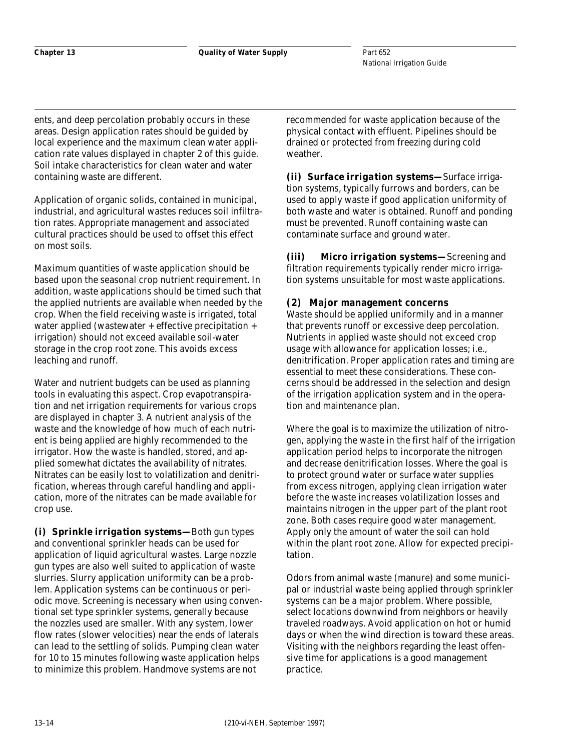ents, and deep percolation probably occurs in these areas. Design application rates should be guided by local experience and the maximum clean water application rate values displayed in chapter 2 of this guide. Soil intake characteristics for clean water and water containing waste are different.

Application of organic solids, contained in municipal, industrial, and agricultural wastes reduces soil infiltration rates. Appropriate management and associated cultural practices should be used to offset this effect on most soils.

Maximum quantities of waste application should be based upon the seasonal crop nutrient requirement. In addition, waste applications should be timed such that the applied nutrients are available when needed by the crop. When the field receiving waste is irrigated, total water applied (wastewater + effective precipitation + irrigation) should not exceed available soil-water storage in the crop root zone. This avoids excess leaching and runoff.

Water and nutrient budgets can be used as planning tools in evaluating this aspect. Crop evapotranspiration and net irrigation requirements for various crops are displayed in chapter 3. A nutrient analysis of the waste and the knowledge of how much of each nutrient is being applied are highly recommended to the irrigator. How the waste is handled, stored, and applied somewhat dictates the availability of nitrates. Nitrates can be easily lost to volatilization and denitrification, whereas through careful handling and application, more of the nitrates can be made available for crop use.

***(i) Sprinkle irrigation systems—*** Both gun types and conventional sprinkler heads can be used for application of liquid agricultural wastes. Large nozzle gun types are also well suited to application of waste slurries. Slurry application uniformity can be a problem. Application systems can be continuous or periodic move. Screening is necessary when using conventional set type sprinkler systems, generally because the nozzles used are smaller. With any system, lower flow rates (slower velocities) near the ends of laterals can lead to the settling of solids. Pumping clean water for 10 to 15 minutes following waste application helps to minimize this problem. Handmove systems are not recommended for waste application because of the physical contact with effluent. Pipelines should be drained or protected from freezing during cold weather.

***(ii) Surface irrigation systems—*** Surface irrigation systems, typically furrows and borders, can be used to apply waste if good application uniformity of both waste and water is obtained. Runoff and ponding must be prevented. Runoff containing waste can contaminate surface and ground water.

***(iii) Micro irrigation systems—*** Screening and filtration requirements typically render micro irrigation systems unsuitable for most waste applications.

**(2) Major management concerns**

Waste should be applied uniformly and in a manner that prevents runoff or excessive deep percolation. Nutrients in applied waste should not exceed crop usage with allowance for application losses; i.e., denitrification. Proper application rates and timing are essential to meet these considerations. These concerns should be addressed in the selection and design of the irrigation application system and in the operation and maintenance plan.

Where the goal is to maximize the utilization of nitrogen, applying the waste in the first half of the irrigation application period helps to incorporate the nitrogen and decrease denitrification losses. Where the goal is to protect ground water or surface water supplies from excess nitrogen, applying clean irrigation water before the waste increases volatilization losses and maintains nitrogen in the upper part of the plant root zone. Both cases require good water management. Apply only the amount of water the soil can hold within the plant root zone. Allow for expected precipitation.

Odors from animal waste (manure) and some municipal or industrial waste being applied through sprinkler systems can be a major problem. Where possible, select locations downwind from neighbors or heavily traveled roadways. Avoid application on hot or humid days or when the wind direction is toward these areas. Visiting with the neighbors regarding the least offensive time for applications is a good management practice.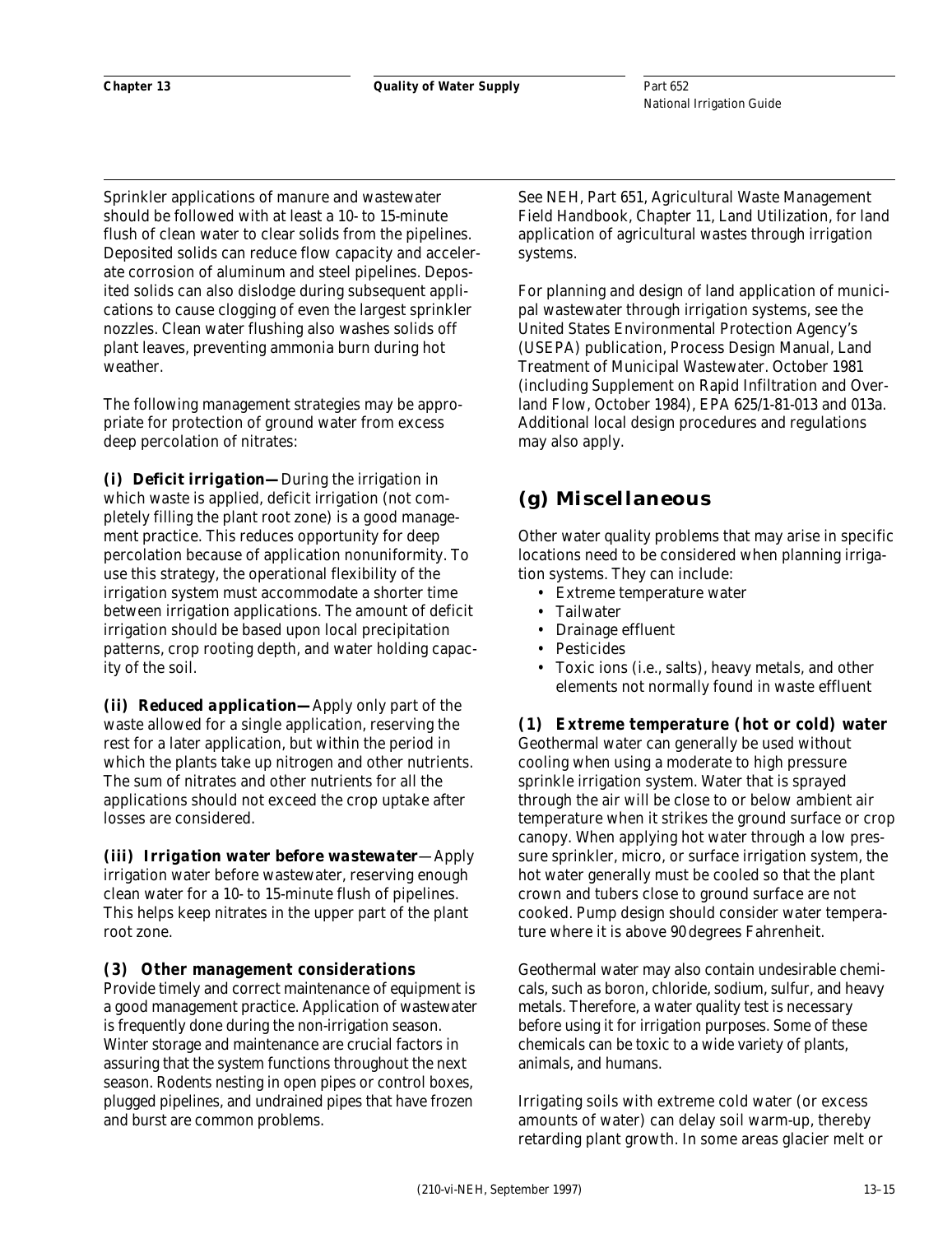Sprinkler applications of manure and wastewater should be followed with at least a 10- to 15-minute flush of clean water to clear solids from the pipelines. Deposited solids can reduce flow capacity and accelerate corrosion of aluminum and steel pipelines. Deposited solids can also dislodge during subsequent applications to cause clogging of even the largest sprinkler nozzles. Clean water flushing also washes solids off plant leaves, preventing ammonia burn during hot weather.

The following management strategies may be appropriate for protection of ground water from excess deep percolation of nitrates:

***(i) Deficit irrigation—*** During the irrigation in which waste is applied, deficit irrigation (not completely filling the plant root zone) is a good management practice. This reduces opportunity for deep percolation because of application nonuniformity. To use this strategy, the operational flexibility of the irrigation system must accommodate a shorter time between irrigation applications. The amount of deficit irrigation should be based upon local precipitation patterns, crop rooting depth, and water holding capacity of the soil.

***(ii) Reduced application—*** Apply only part of the waste allowed for a single application, reserving the rest for a later application, but within the period in which the plants take up nitrogen and other nutrients. The sum of nitrates and other nutrients for all the applications should not exceed the crop uptake after losses are considered.

***(iii) Irrigation water before wastewater***—Apply irrigation water before wastewater, reserving enough clean water for a 10- to 15-minute flush of pipelines. This helps keep nitrates in the upper part of the plant root zone.

### (3) Other management considerations

Provide timely and correct maintenance of equipment is a good management practice. Application of wastewater is frequently done during the non-irrigation season. Winter storage and maintenance are crucial factors in assuring that the system functions throughout the next season. Rodents nesting in open pipes or control boxes, plugged pipelines, and undrained pipes that have frozen and burst are common problems.

See NEH, Part 651, Agricultural Waste Management Field Handbook, Chapter 11, Land Utilization, for land application of agricultural wastes through irrigation systems.

For planning and design of land application of municipal wastewater through irrigation systems, see the United States Environmental Protection Agency's (USEPA) publication, Process Design Manual, Land Treatment of Municipal Wastewater. October 1981 (including Supplement on Rapid Infiltration and Overland Flow, October 1984), EPA 625/1-81-013 and 013a. Additional local design procedures and regulations may also apply.

## (g) Miscellaneous

Other water quality problems that may arise in specific locations need to be considered when planning irrigation systems. They can include:

- Extreme temperature water
- Tailwater
- Drainage effluent
- Pesticides
- Toxic ions (i.e., salts), heavy metals, and other elements not normally found in waste effluent

### (1) Extreme temperature (hot or cold) water

Geothermal water can generally be used without cooling when using a moderate to high pressure sprinkle irrigation system. Water that is sprayed through the air will be close to or below ambient air temperature when it strikes the ground surface or crop canopy. When applying hot water through a low pressure sprinkler, micro, or surface irrigation system, the hot water generally must be cooled so that the plant crown and tubers close to ground surface are not cooked. Pump design should consider water temperature where it is above 90 degrees Fahrenheit.

Geothermal water may also contain undesirable chemicals, such as boron, chloride, sodium, sulfur, and heavy metals. Therefore, a water quality test is necessary before using it for irrigation purposes. Some of these chemicals can be toxic to a wide variety of plants, animals, and humans.

Irrigating soils with extreme cold water (or excess amounts of water) can delay soil warm-up, thereby retarding plant growth. In some areas glacier melt or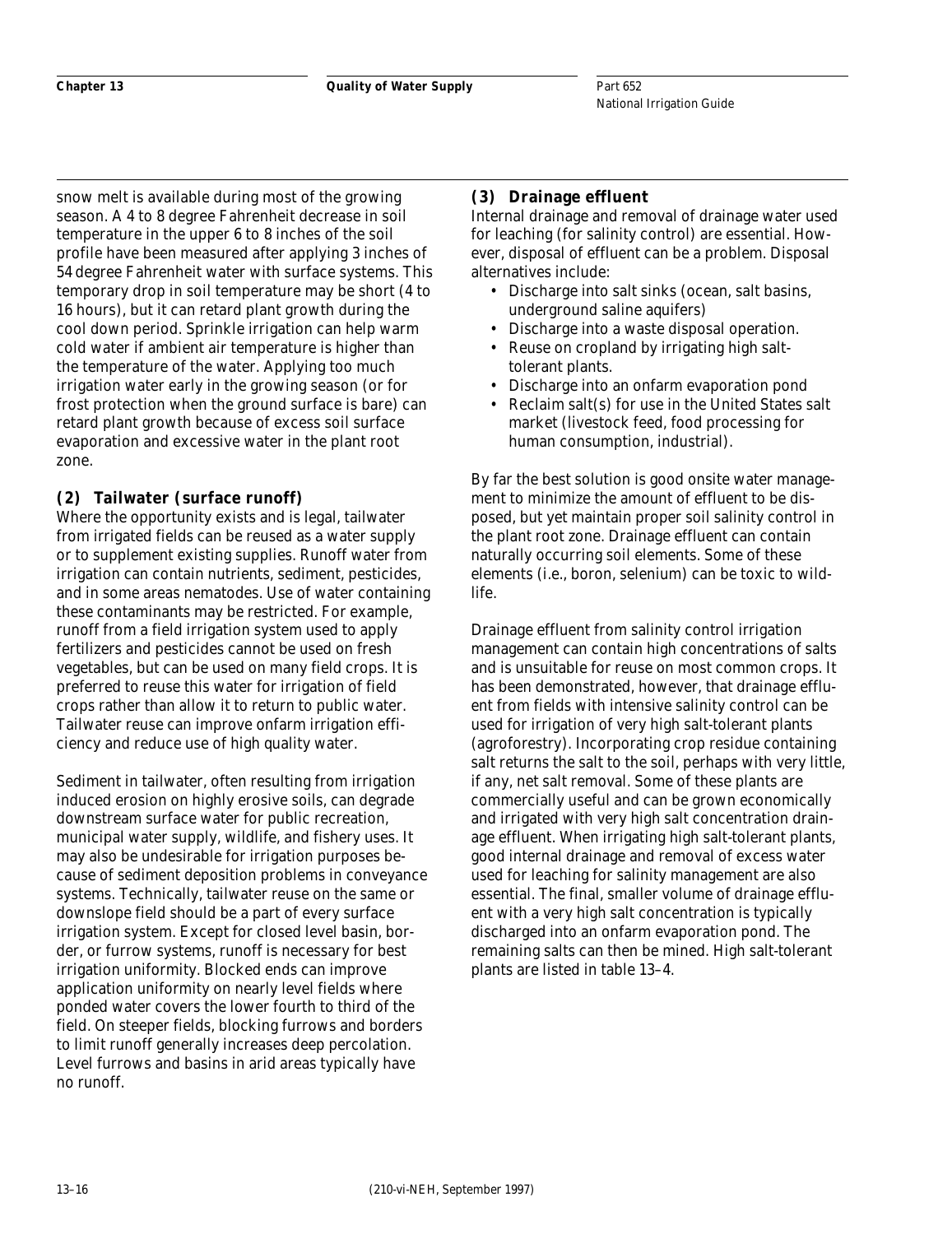snow melt is available during most of the growing season. A 4 to 8 degree Fahrenheit decrease in soil temperature in the upper 6 to 8 inches of the soil profile have been measured after applying 3 inches of 54 degree Fahrenheit water with surface systems. This temporary drop in soil temperature may be short (4 to 16 hours), but it can retard plant growth during the cool down period. Sprinkle irrigation can help warm cold water if ambient air temperature is higher than the temperature of the water. Applying too much irrigation water early in the growing season (or for frost protection when the ground surface is bare) can retard plant growth because of excess soil surface evaporation and excessive water in the plant root zone.

### (2) Tailwater (surface runoff)

Where the opportunity exists and is legal, tailwater from irrigated fields can be reused as a water supply or to supplement existing supplies. Runoff water from irrigation can contain nutrients, sediment, pesticides, and in some areas nematodes. Use of water containing these contaminants may be restricted. For example, runoff from a field irrigation system used to apply fertilizers and pesticides cannot be used on fresh vegetables, but can be used on many field crops. It is preferred to reuse this water for irrigation of field crops rather than allow it to return to public water. Tailwater reuse can improve onfarm irrigation efficiency and reduce use of high quality water.

Sediment in tailwater, often resulting from irrigation induced erosion on highly erosive soils, can degrade downstream surface water for public recreation, municipal water supply, wildlife, and fishery uses. It may also be undesirable for irrigation purposes because of sediment deposition problems in conveyance systems. Technically, tailwater reuse on the same or downslope field should be a part of every surface irrigation system. Except for closed level basin, border, or furrow systems, runoff is necessary for best irrigation uniformity. Blocked ends can improve application uniformity on nearly level fields where ponded water covers the lower fourth to third of the field. On steeper fields, blocking furrows and borders to limit runoff generally increases deep percolation. Level furrows and basins in arid areas typically have no runoff.

### (3) Drainage effluent

Internal drainage and removal of drainage water used for leaching (for salinity control) are essential. However, disposal of effluent can be a problem. Disposal alternatives include:

- Discharge into salt sinks (ocean, salt basins, underground saline aquifers)
- Discharge into a waste disposal operation.
- Reuse on cropland by irrigating high salt-tolerant plants.
- Discharge into an onfarm evaporation pond
- Reclaim salt(s) for use in the United States salt market (livestock feed, food processing for human consumption, industrial).

By far the best solution is good onsite water management to minimize the amount of effluent to be disposed, but yet maintain proper soil salinity control in the plant root zone. Drainage effluent can contain naturally occurring soil elements. Some of these elements (i.e., boron, selenium) can be toxic to wildlife.

Drainage effluent from salinity control irrigation management can contain high concentrations of salts and is unsuitable for reuse on most common crops. It has been demonstrated, however, that drainage effluent from fields with intensive salinity control can be used for irrigation of very high salt-tolerant plants (agroforestry). Incorporating crop residue containing salt returns the salt to the soil, perhaps with very little, if any, net salt removal. Some of these plants are commercially useful and can be grown economically and irrigated with very high salt concentration drainage effluent. When irrigating high salt-tolerant plants, good internal drainage and removal of excess water used for leaching for salinity management are also essential. The final, smaller volume of drainage effluent with a very high salt concentration is typically discharged into an onfarm evaporation pond. The remaining salts can then be mined. High salt-tolerant plants are listed in table 13–4.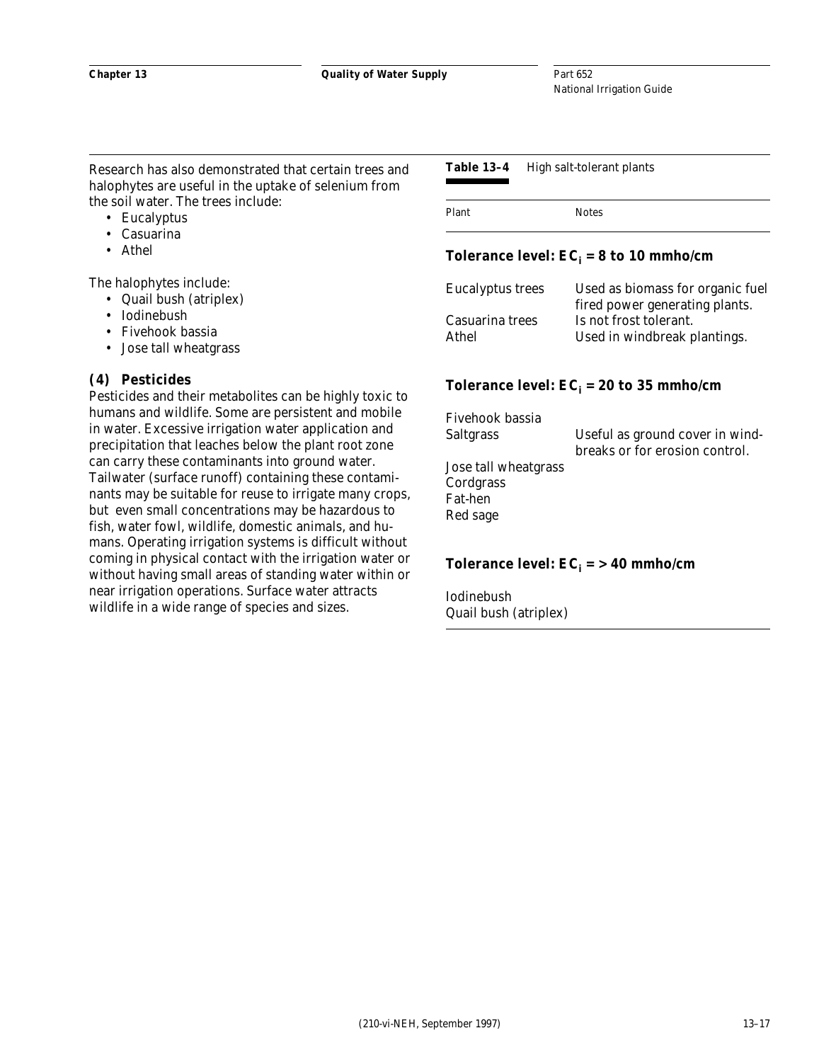Research has also demonstrated that certain trees and halophytes are useful in the uptake of selenium from the soil water. The trees include:

- Eucalyptus
- Casuarina
- Athel

The halophytes include:

- Quail bush (atriplex)
- Iodinebush
- Fivehook bassia
- Jose tall wheatgrass

### (4) Pesticides

Pesticides and their metabolites can be highly toxic to humans and wildlife. Some are persistent and mobile in water. Excessive irrigation water application and precipitation that leaches below the plant root zone can carry these contaminants into ground water. Tailwater (surface runoff) containing these contaminants may be suitable for reuse to irrigate many crops, but even small concentrations may be hazardous to fish, water fowl, wildlife, domestic animals, and humans. Operating irrigation systems is difficult without coming in physical contact with the irrigation water or without having small areas of standing water within or near irrigation operations. Surface water attracts wildlife in a wide range of species and sizes.

**Table 13–4** High salt-tolerant plants

| Plant | Notes |
|---|---|
| **Tolerance level: $EC_i$ = 8 to 10 mmho/cm** | |
| Eucalyptus trees | Used as biomass for organic fuel fired power generating plants. |
| Casuarina trees | Is not frost tolerant. |
| Athel | Used in windbreak plantings. |
| **Tolerance level: $EC_i$ = 20 to 35 mmho/cm** | |
| Fivehook bassia | |
| Saltgrass | Useful as ground cover in windbreaks or for erosion control. |
| Jose tall wheatgrass | |
| Cordgrass | |
| Fat-hen | |
| Red sage | |
| **Tolerance level: $EC_i$ = > 40 mmho/cm** | |
| Iodinebush | |
| Quail bush (atriplex) | |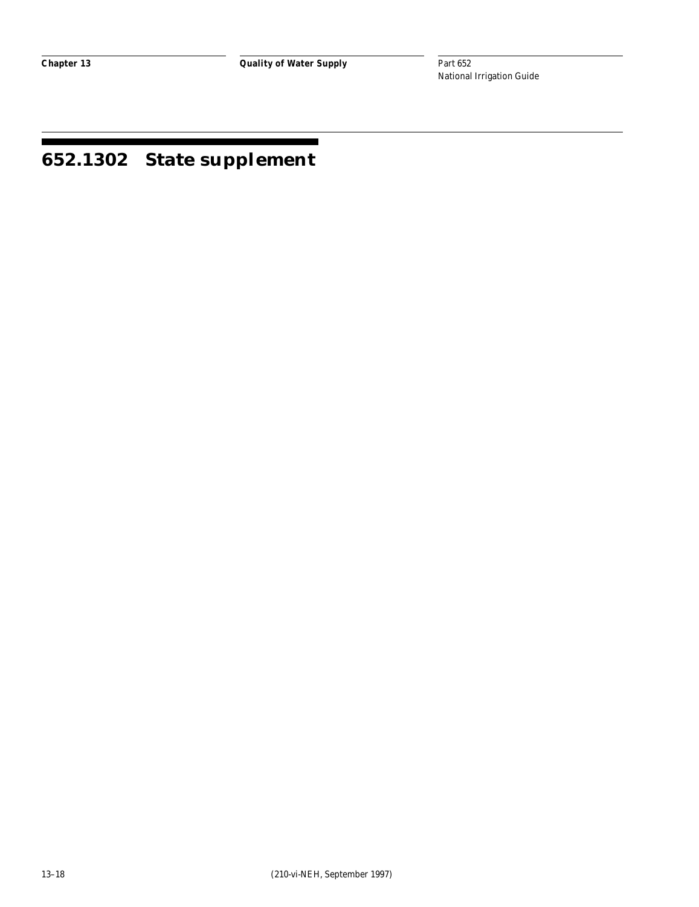## 652.1302 State supplement